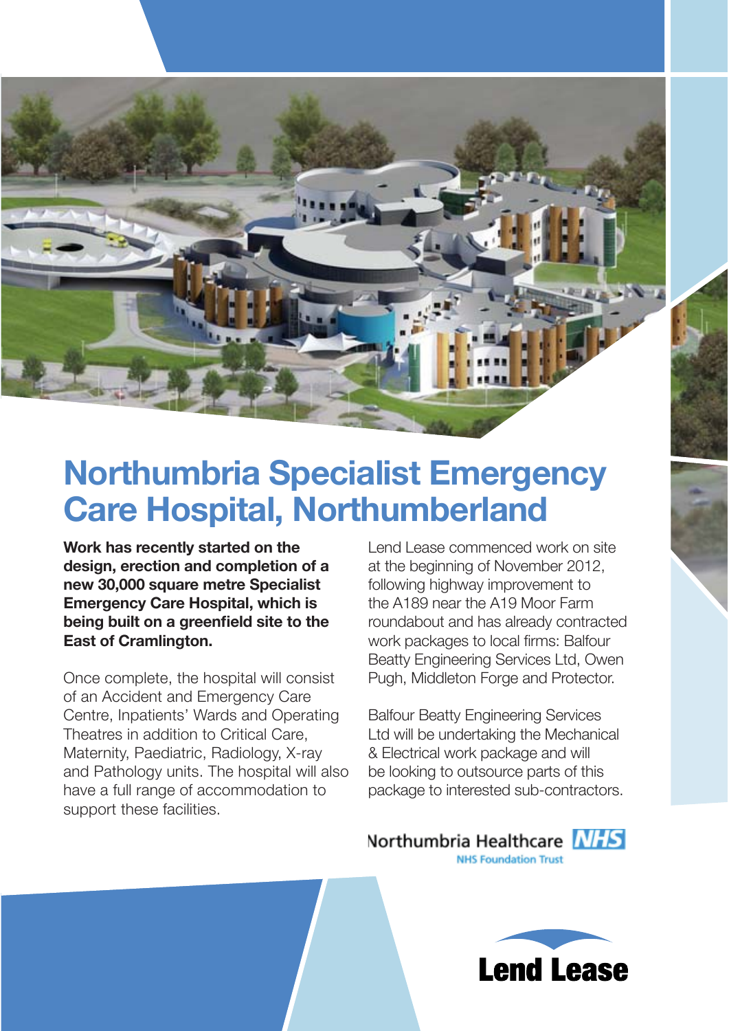# Northumbria Specialist Emergency Care Hospital, Northumberland

**Work has recently started on the design, erection and completion of a new 30,000 square metre Specialist Emergency Care Hospital, which is being built on a greenfield site to the East of Cramlington.**

Once complete, the hospital will consist of an Accident and Emergency Care Centre, Inpatients' Wards and Operating Theatres in addition to Critical Care, Maternity, Paediatric, Radiology, X-ray and Pathology units. The hospital will also have a full range of accommodation to support these facilities.

Lend Lease commenced work on site at the beginning of November 2012, following highway improvement to the A189 near the A19 Moor Farm roundabout and has already contracted work packages to local firms: Balfour Beatty Engineering Services Ltd, Owen Pugh, Middleton Forge and Protector.

Balfour Beatty Engineering Services Ltd will be undertaking the Mechanical & Electrical work package and will be looking to outsource parts of this package to interested sub-contractors.

Northumbria Healthcare NHS
NHS Foundation Trust

Lend Lease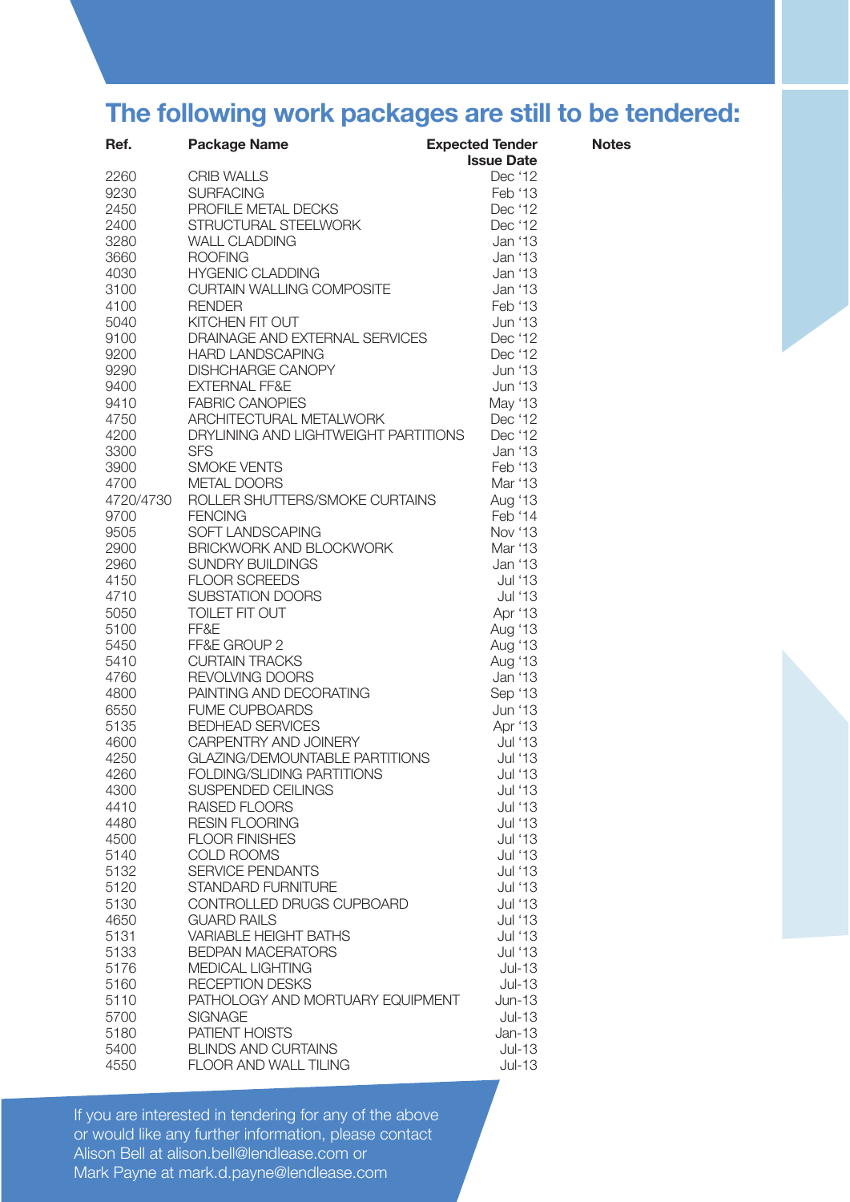# The following work packages are still to be tendered:

| Ref. | Package Name | Expected Tender Issue Date | Notes |
|---|---|---|---|
| 2260 | CRIB WALLS | Dec '12 | |
| 9230 | SURFACING | Feb '13 | |
| 2450 | PROFILE METAL DECKS | Dec '12 | |
| 2400 | STRUCTURAL STEELWORK | Dec '12 | |
| 3280 | WALL CLADDING | Jan '13 | |
| 3660 | ROOFING | Jan '13 | |
| 4030 | HYGENIC CLADDING | Jan '13 | |
| 3100 | CURTAIN WALLING COMPOSITE | Jan '13 | |
| 4100 | RENDER | Feb '13 | |
| 5040 | KITCHEN FIT OUT | Jun '13 | |
| 9100 | DRAINAGE AND EXTERNAL SERVICES | Dec '12 | |
| 9200 | HARD LANDSCAPING | Dec '12 | |
| 9290 | DISHCHARGE CANOPY | Jun '13 | |
| 9400 | EXTERNAL FF&E | Jun '13 | |
| 9410 | FABRIC CANOPIES | May '13 | |
| 4750 | ARCHITECTURAL METALWORK | Dec '12 | |
| 4200 | DRYLINING AND LIGHTWEIGHT PARTITIONS | Dec '12 | |
| 3300 | SFS | Jan '13 | |
| 3900 | SMOKE VENTS | Feb '13 | |
| 4700 | METAL DOORS | Mar '13 | |
| 4720/4730 | ROLLER SHUTTERS/SMOKE CURTAINS | Aug '13 | |
| 9700 | FENCING | Feb '14 | |
| 9505 | SOFT LANDSCAPING | Nov '13 | |
| 2900 | BRICKWORK AND BLOCKWORK | Mar '13 | |
| 2960 | SUNDRY BUILDINGS | Jan '13 | |
| 4150 | FLOOR SCREEDS | Jul '13 | |
| 4710 | SUBSTATION DOORS | Jul '13 | |
| 5050 | TOILET FIT OUT | Apr '13 | |
| 5100 | FF&E | Aug '13 | |
| 5450 | FF&E GROUP 2 | Aug '13 | |
| 5410 | CURTAIN TRACKS | Aug '13 | |
| 4760 | REVOLVING DOORS | Jan '13 | |
| 4800 | PAINTING AND DECORATING | Sep '13 | |
| 6550 | FUME CUPBOARDS | Jun '13 | |
| 5135 | BEDHEAD SERVICES | Apr '13 | |
| 4600 | CARPENTRY AND JOINERY | Jul '13 | |
| 4250 | GLAZING/DEMOUNTABLE PARTITIONS | Jul '13 | |
| 4260 | FOLDING/SLIDING PARTITIONS | Jul '13 | |
| 4300 | SUSPENDED CEILINGS | Jul '13 | |
| 4410 | RAISED FLOORS | Jul '13 | |
| 4480 | RESIN FLOORING | Jul '13 | |
| 4500 | FLOOR FINISHES | Jul '13 | |
| 5140 | COLD ROOMS | Jul '13 | |
| 5132 | SERVICE PENDANTS | Jul '13 | |
| 5120 | STANDARD FURNITURE | Jul '13 | |
| 5130 | CONTROLLED DRUGS CUPBOARD | Jul '13 | |
| 4650 | GUARD RAILS | Jul '13 | |
| 5131 | VARIABLE HEIGHT BATHS | Jul '13 | |
| 5133 | BEDPAN MACERATORS | Jul '13 | |
| 5176 | MEDICAL LIGHTING | Jul-13 | |
| 5160 | RECEPTION DESKS | Jul-13 | |
| 5110 | PATHOLOGY AND MORTUARY EQUIPMENT | Jun-13 | |
| 5700 | SIGNAGE | Jul-13 | |
| 5180 | PATIENT HOISTS | Jan-13 | |
| 5400 | BLINDS AND CURTAINS | Jul-13 | |
| 4550 | FLOOR AND WALL TILING | Jul-13 | |

If you are interested in tendering for any of the above or would like any further information, please contact Alison Bell at alison.bell@lendlease.com or Mark Payne at mark.d.payne@lendlease.com